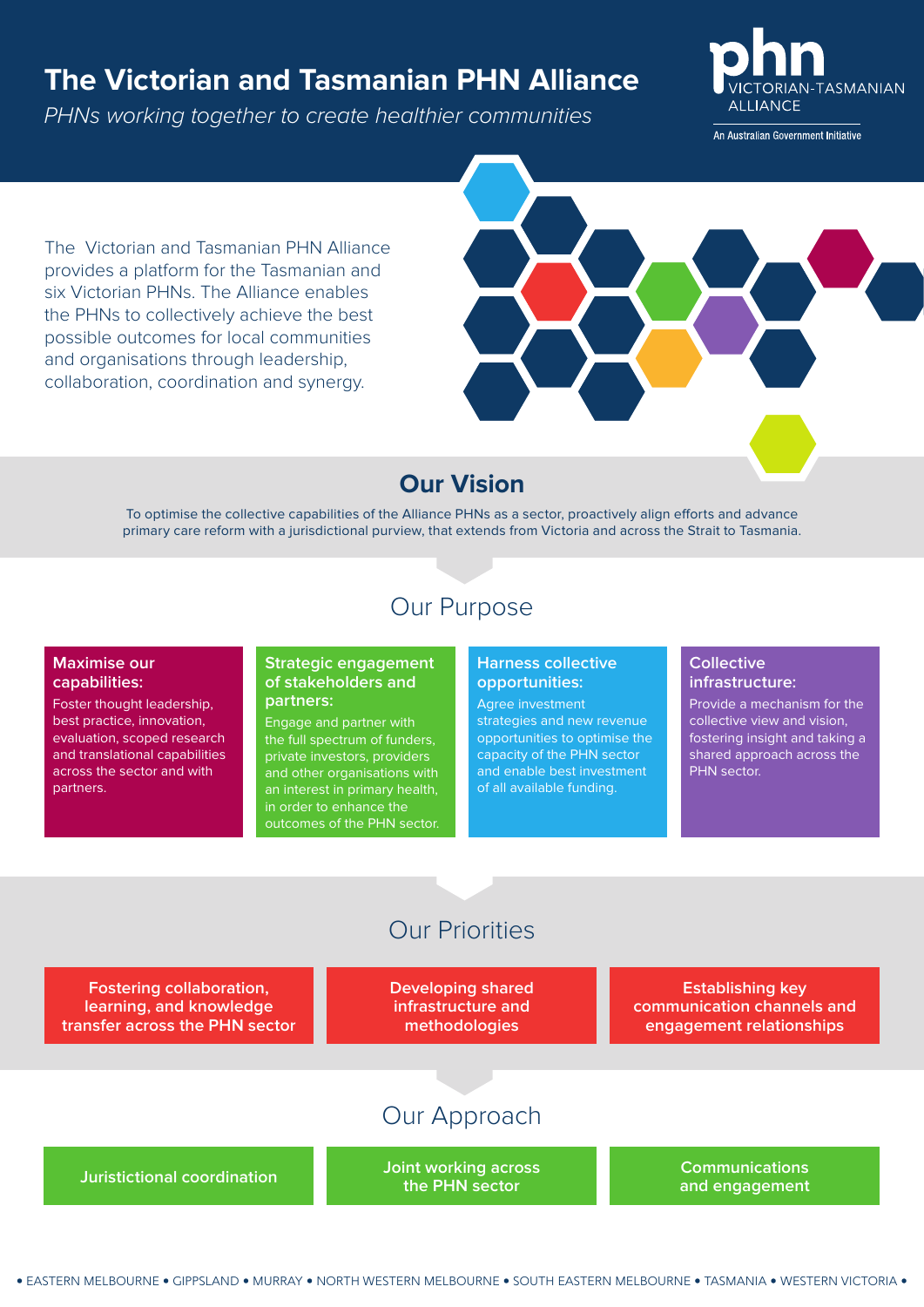# The Victorian and Tasmanian PHN Alliance

*PHNs working together to create healthier communities*

phn VICTORIAN-TASMANIAN ALLIANCE

An Australian Government Initiative

The Victorian and Tasmanian PHN Alliance provides a platform for the Tasmanian and six Victorian PHNs. The Alliance enables the PHNs to collectively achieve the best possible outcomes for local communities and organisations through leadership, collaboration, coordination and synergy.

## Our Vision

To optimise the collective capabilities of the Alliance PHNs as a sector, proactively align efforts and advance primary care reform with a jurisdictional purview, that extends from Victoria and across the Strait to Tasmania.

## Our Purpose

**Maximise our capabilities:**
Foster thought leadership, best practice, innovation, evaluation, scoped research and translational capabilities across the sector and with partners.

**Strategic engagement of stakeholders and partners:**
Engage and partner with the full spectrum of funders, private investors, providers and other organisations with an interest in primary health, in order to enhance the outcomes of the PHN sector.

**Harness collective opportunities:**
Agree investment strategies and new revenue opportunities to optimise the capacity of the PHN sector and enable best investment of all available funding.

**Collective infrastructure:**
Provide a mechanism for the collective view and vision, fostering insight and taking a shared approach across the PHN sector.

## Our Priorities

- Fostering collaboration, learning, and knowledge transfer across the PHN sector
- Developing shared infrastructure and methodologies
- Establishing key communication channels and engagement relationships

## Our Approach

- Juristictional coordination
- Joint working across the PHN sector
- Communications and engagement

• EASTERN MELBOURNE • GIPPSLAND • MURRAY • NORTH WESTERN MELBOURNE • SOUTH EASTERN MELBOURNE • TASMANIA • WESTERN VICTORIA •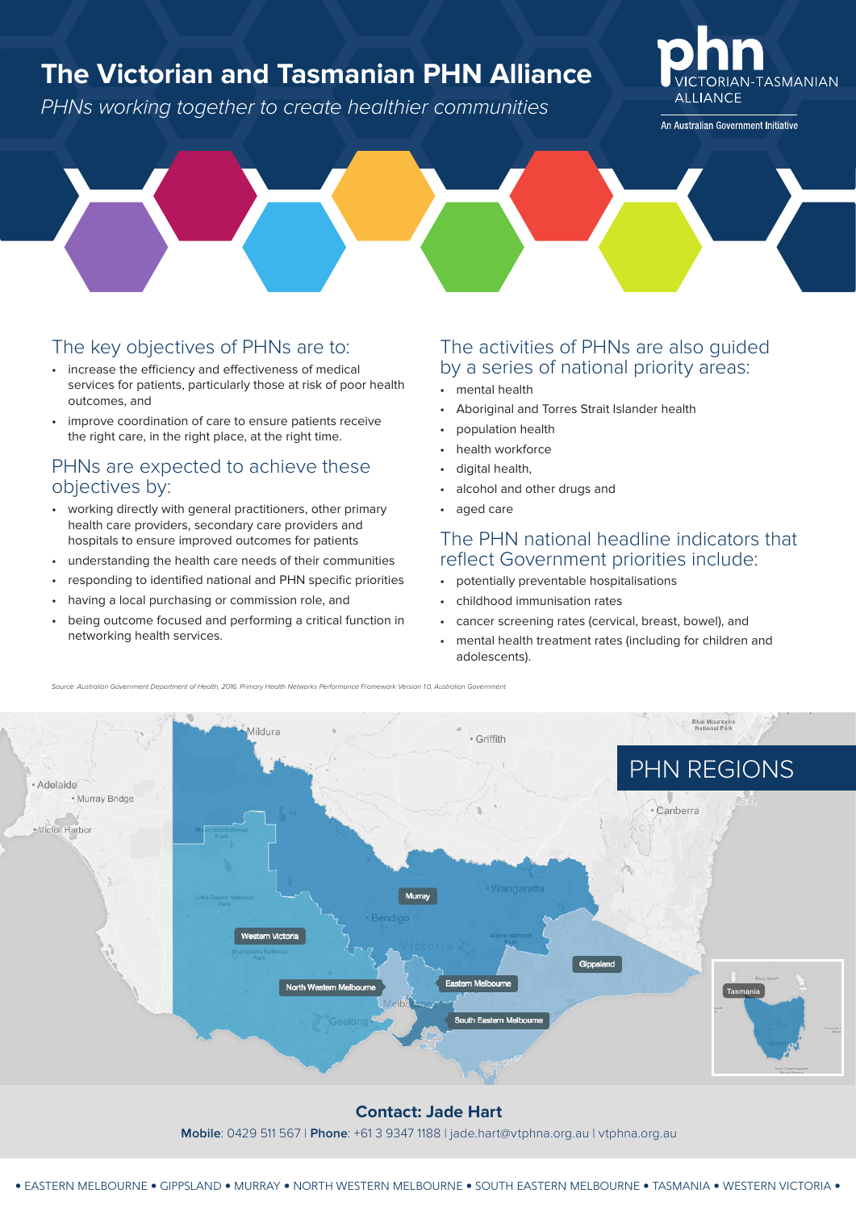# The Victorian and Tasmanian PHN Alliance

*PHNs working together to create healthier communities*

phn VICTORIAN-TASMANIAN ALLIANCE

An Australian Government Initiative

## The key objectives of PHNs are to:

- increase the efficiency and effectiveness of medical services for patients, particularly those at risk of poor health outcomes, and
- improve coordination of care to ensure patients receive the right care, in the right place, at the right time.

## PHNs are expected to achieve these objectives by:

- working directly with general practitioners, other primary health care providers, secondary care providers and hospitals to ensure improved outcomes for patients
- understanding the health care needs of their communities
- responding to identified national and PHN specific priorities
- having a local purchasing or commission role, and
- being outcome focused and performing a critical function in networking health services.

## The activities of PHNs are also guided by a series of national priority areas:

- mental health
- Aboriginal and Torres Strait Islander health
- population health
- health workforce
- digital health,
- alcohol and other drugs and
- aged care

## The PHN national headline indicators that reflect Government priorities include:

- potentially preventable hospitalisations
- childhood immunisation rates
- cancer screening rates (cervical, breast, bowel), and
- mental health treatment rates (including for children and adolescents).

*Source: Australian Government Department of Health, 2016, Primary Health Networks Performance Framework Version 1.0, Australian Government*

## PHN REGIONS

Murray
Western Victoria
North Western Melbourne
Eastern Melbourne
Gippsland
South Eastern Melbourne
Tasmania

**Contact: Jade Hart**

**Mobile**: 0429 511 567 | **Phone**: +61 3 9347 1188 | jade.hart@vtphna.org.au | vtphna.org.au

• EASTERN MELBOURNE • GIPPSLAND • MURRAY • NORTH WESTERN MELBOURNE • SOUTH EASTERN MELBOURNE • TASMANIA • WESTERN VICTORIA •